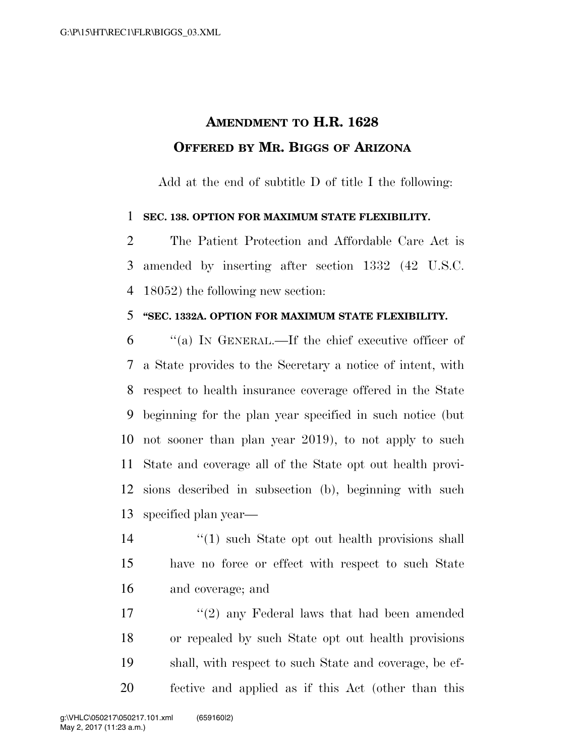# Amendment to H.R. 1628
## Offered by Mr. Biggs of Arizona

Add at the end of subtitle D of title I the following:

**SEC. 138. OPTION FOR MAXIMUM STATE FLEXIBILITY.**

The Patient Protection and Affordable Care Act is amended by inserting after section 1332 (42 U.S.C. 18052) the following new section:

**"SEC. 1332A. OPTION FOR MAXIMUM STATE FLEXIBILITY.**

"(a) In General.—If the chief executive officer of a State provides to the Secretary a notice of intent, with respect to health insurance coverage offered in the State beginning for the plan year specified in such notice (but not sooner than plan year 2019), to not apply to such State and coverage all of the State opt out health provisions described in subsection (b), beginning with such specified plan year—

"(1) such State opt out health provisions shall have no force or effect with respect to such State and coverage; and

"(2) any Federal laws that had been amended or repealed by such State opt out health provisions shall, with respect to such State and coverage, be effective and applied as if this Act (other than this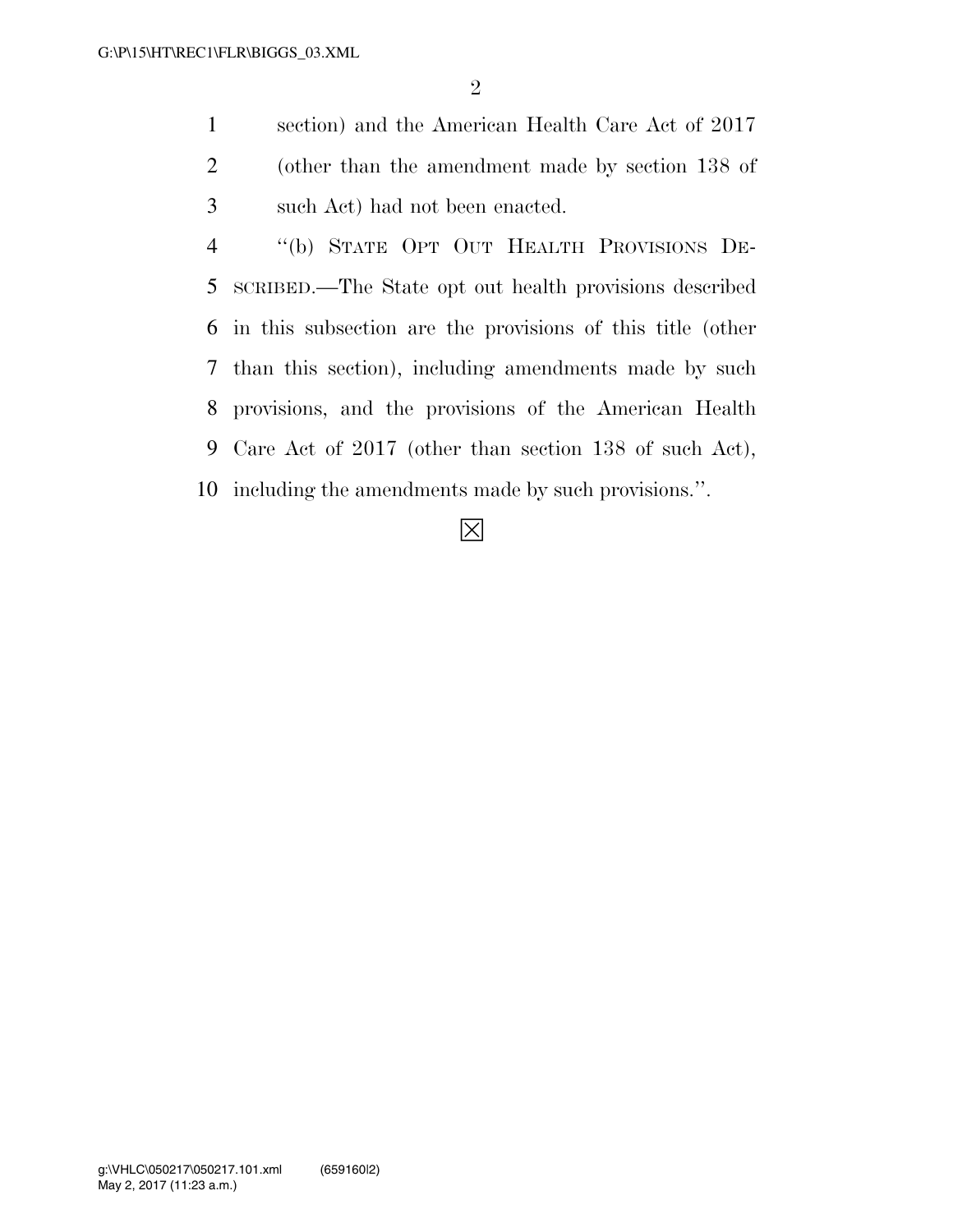section) and the American Health Care Act of 2017 (other than the amendment made by section 138 of such Act) had not been enacted.

"(b) STATE OPT OUT HEALTH PROVISIONS DESCRIBED.—The State opt out health provisions described in this subsection are the provisions of this title (other than this section), including amendments made by such provisions, and the provisions of the American Health Care Act of 2017 (other than section 138 of such Act), including the amendments made by such provisions.".